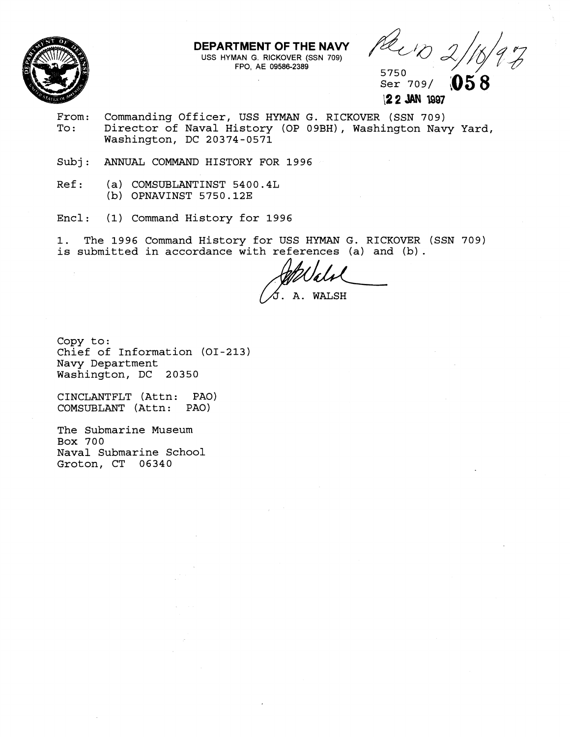**DEPARTMENT OF THE NAVY**
USS HYMAN G. RICKOVER (SSN 709)
FPO, AE 09586-2389

Rec'd 2/18/97

5750
Ser 709/ **058**
**22 JAN 1997**

From: Commanding Officer, USS HYMAN G. RICKOVER (SSN 709)
To: Director of Naval History (OP 09BH), Washington Navy Yard, Washington, DC 20374-0571

Subj: ANNUAL COMMAND HISTORY FOR 1996

Ref: (a) COMSUBLANTINST 5400.4L
(b) OPNAVINST 5750.12E

Encl: (1) Command History for 1996

1. The 1996 Command History for USS HYMAN G. RICKOVER (SSN 709) is submitted in accordance with references (a) and (b).

J. A. WALSH

Copy to:
Chief of Information (OI-213)
Navy Department
Washington, DC 20350

CINCLANTFLT (Attn: PAO)
COMSUBLANT (Attn: PAO)

The Submarine Museum
Box 700
Naval Submarine School
Groton, CT 06340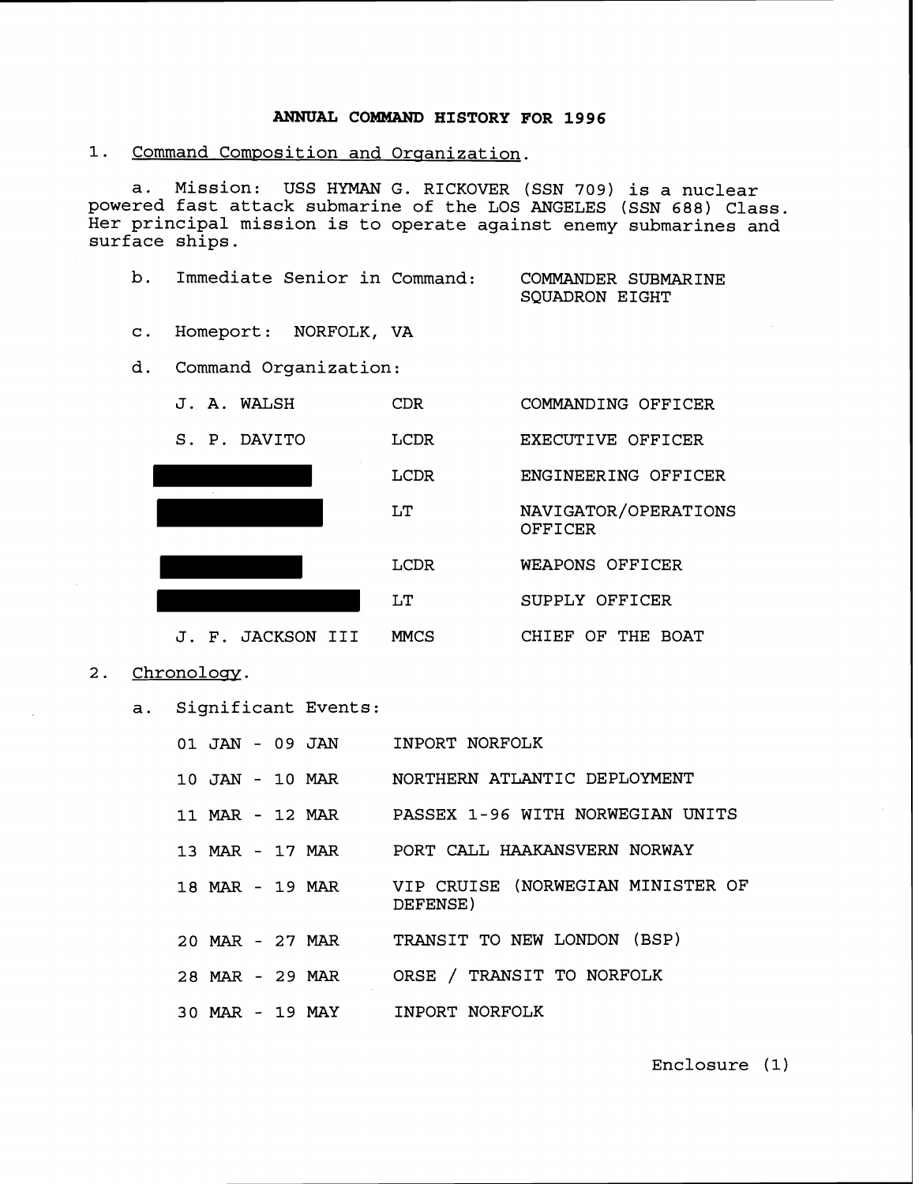# ANNUAL COMMAND HISTORY FOR 1996

1. Command Composition and Organization.

   a. Mission: USS HYMAN G. RICKOVER (SSN 709) is a nuclear powered fast attack submarine of the LOS ANGELES (SSN 688) Class. Her principal mission is to operate against enemy submarines and surface ships.

   b. Immediate Senior in Command: COMMANDER SUBMARINE SQUADRON EIGHT

   c. Homeport: NORFOLK, VA

   d. Command Organization:

| | | |
|---|---|---|
| J. A. WALSH | CDR | COMMANDING OFFICER |
| S. P. DAVITO | LCDR | EXECUTIVE OFFICER |
| [REDACTED] | LCDR | ENGINEERING OFFICER |
| [REDACTED] | LT | NAVIGATOR/OPERATIONS OFFICER |
| [REDACTED] | LCDR | WEAPONS OFFICER |
| [REDACTED] | LT | SUPPLY OFFICER |
| J. F. JACKSON III | MMCS | CHIEF OF THE BOAT |

2. Chronology.

   a. Significant Events:

| | |
|---|---|
| 01 JAN - 09 JAN | INPORT NORFOLK |
| 10 JAN - 10 MAR | NORTHERN ATLANTIC DEPLOYMENT |
| 11 MAR - 12 MAR | PASSEX 1-96 WITH NORWEGIAN UNITS |
| 13 MAR - 17 MAR | PORT CALL HAAKANSVERN NORWAY |
| 18 MAR - 19 MAR | VIP CRUISE (NORWEGIAN MINISTER OF DEFENSE) |
| 20 MAR - 27 MAR | TRANSIT TO NEW LONDON (BSP) |
| 28 MAR - 29 MAR | ORSE / TRANSIT TO NORFOLK |
| 30 MAR - 19 MAY | INPORT NORFOLK |

Enclosure (1)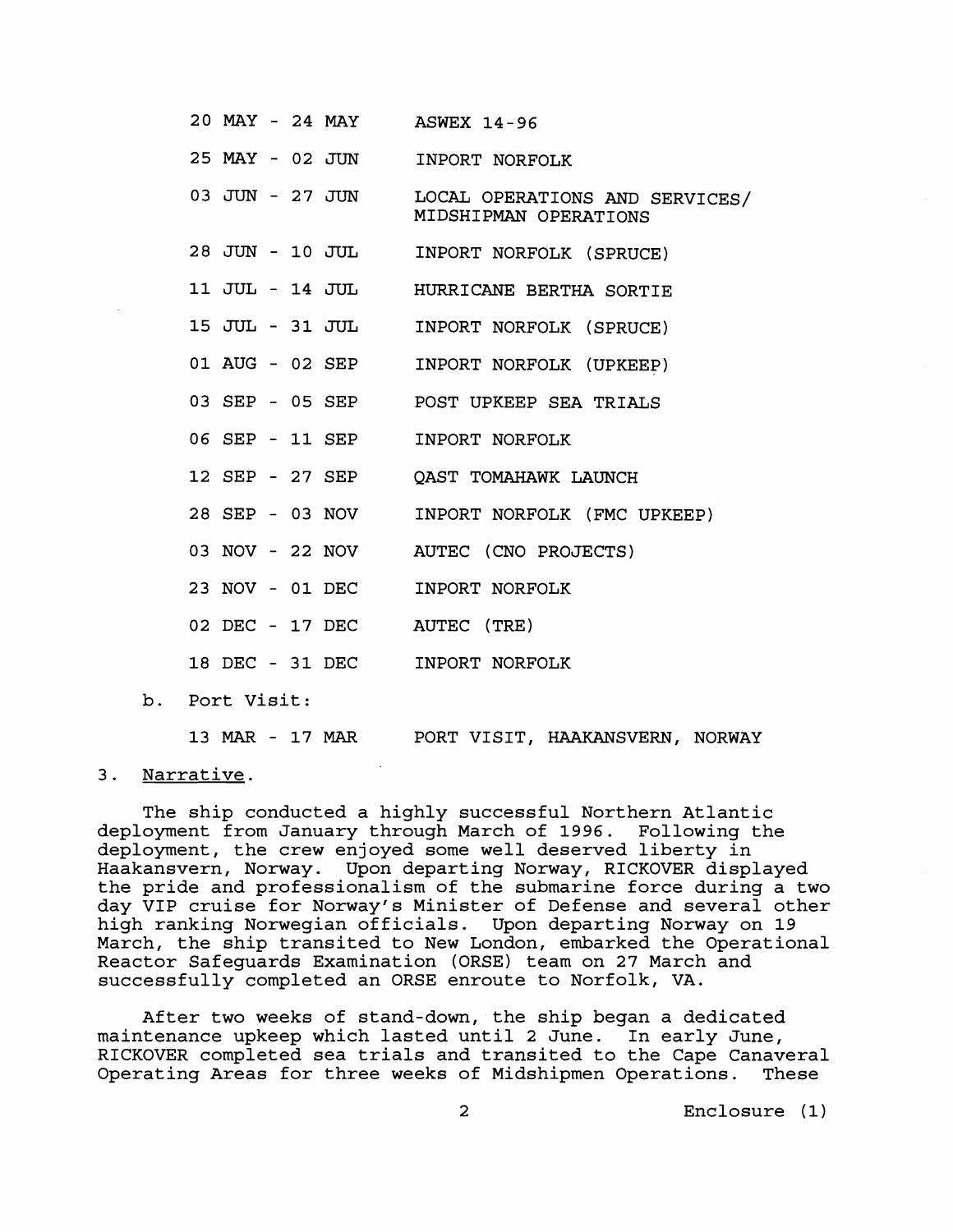| | |
|---|---|
| 20 MAY - 24 MAY | ASWEX 14-96 |
| 25 MAY - 02 JUN | INPORT NORFOLK |
| 03 JUN - 27 JUN | LOCAL OPERATIONS AND SERVICES/ MIDSHIPMAN OPERATIONS |
| 28 JUN - 10 JUL | INPORT NORFOLK (SPRUCE) |
| 11 JUL - 14 JUL | HURRICANE BERTHA SORTIE |
| 15 JUL - 31 JUL | INPORT NORFOLK (SPRUCE) |
| 01 AUG - 02 SEP | INPORT NORFOLK (UPKEEP) |
| 03 SEP - 05 SEP | POST UPKEEP SEA TRIALS |
| 06 SEP - 11 SEP | INPORT NORFOLK |
| 12 SEP - 27 SEP | QAST TOMAHAWK LAUNCH |
| 28 SEP - 03 NOV | INPORT NORFOLK (FMC UPKEEP) |
| 03 NOV - 22 NOV | AUTEC (CNO PROJECTS) |
| 23 NOV - 01 DEC | INPORT NORFOLK |
| 02 DEC - 17 DEC | AUTEC (TRE) |
| 18 DEC - 31 DEC | INPORT NORFOLK |

b. Port Visit:

| | |
|---|---|
| 13 MAR - 17 MAR | PORT VISIT, HAAKANSVERN, NORWAY |

3. <u>Narrative</u>.

The ship conducted a highly successful Northern Atlantic deployment from January through March of 1996. Following the deployment, the crew enjoyed some well deserved liberty in Haakansvern, Norway. Upon departing Norway, RICKOVER displayed the pride and professionalism of the submarine force during a two day VIP cruise for Norway's Minister of Defense and several other high ranking Norwegian officials. Upon departing Norway on 19 March, the ship transited to New London, embarked the Operational Reactor Safeguards Examination (ORSE) team on 27 March and successfully completed an ORSE enroute to Norfolk, VA.

After two weeks of stand-down, the ship began a dedicated maintenance upkeep which lasted until 2 June. In early June, RICKOVER completed sea trials and transited to the Cape Canaveral Operating Areas for three weeks of Midshipmen Operations. These

Enclosure (1)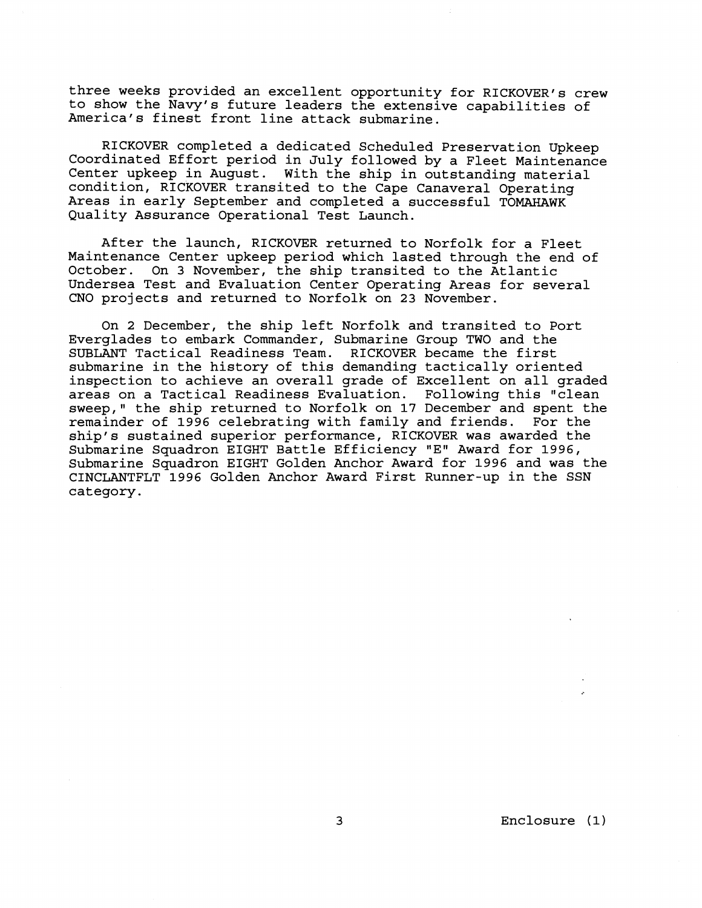three weeks provided an excellent opportunity for RICKOVER's crew to show the Navy's future leaders the extensive capabilities of America's finest front line attack submarine.

RICKOVER completed a dedicated Scheduled Preservation Upkeep Coordinated Effort period in July followed by a Fleet Maintenance Center upkeep in August. With the ship in outstanding material condition, RICKOVER transited to the Cape Canaveral Operating Areas in early September and completed a successful TOMAHAWK Quality Assurance Operational Test Launch.

After the launch, RICKOVER returned to Norfolk for a Fleet Maintenance Center upkeep period which lasted through the end of October. On 3 November, the ship transited to the Atlantic Undersea Test and Evaluation Center Operating Areas for several CNO projects and returned to Norfolk on 23 November.

On 2 December, the ship left Norfolk and transited to Port Everglades to embark Commander, Submarine Group TWO and the SUBLANT Tactical Readiness Team. RICKOVER became the first submarine in the history of this demanding tactically oriented inspection to achieve an overall grade of Excellent on all graded areas on a Tactical Readiness Evaluation. Following this "clean sweep," the ship returned to Norfolk on 17 December and spent the remainder of 1996 celebrating with family and friends. For the ship's sustained superior performance, RICKOVER was awarded the Submarine Squadron EIGHT Battle Efficiency "E" Award for 1996, Submarine Squadron EIGHT Golden Anchor Award for 1996 and was the CINCLANTFLT 1996 Golden Anchor Award First Runner-up in the SSN category.

Enclosure (1)